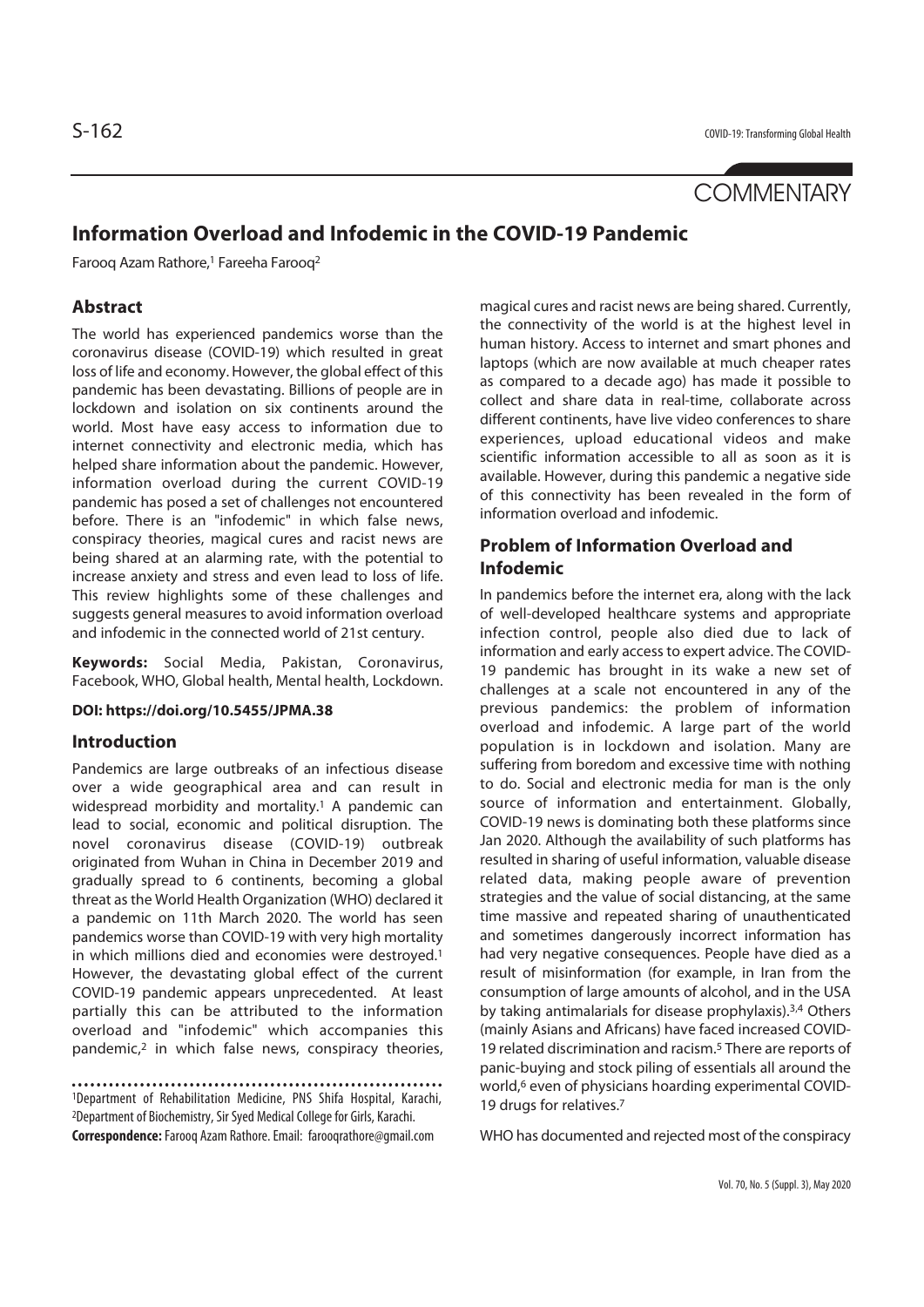COMMENTARY

# Information Overload and Infodemic in the COVID-19 Pandemic

Farooq Azam Rathore,[1] Fareeha Farooq[2]

## Abstract

The world has experienced pandemics worse than the coronavirus disease (COVID-19) which resulted in great loss of life and economy. However, the global effect of this pandemic has been devastating. Billions of people are in lockdown and isolation on six continents around the world. Most have easy access to information due to internet connectivity and electronic media, which has helped share information about the pandemic. However, information overload during the current COVID-19 pandemic has posed a set of challenges not encountered before. There is an "infodemic" in which false news, conspiracy theories, magical cures and racist news are being shared at an alarming rate, with the potential to increase anxiety and stress and even lead to loss of life. This review highlights some of these challenges and suggests general measures to avoid information overload and infodemic in the connected world of 21st century.

**Keywords:** Social Media, Pakistan, Coronavirus, Facebook, WHO, Global health, Mental health, Lockdown.

**DOI: https://doi.org/10.5455/JPMA.38**

## Introduction

Pandemics are large outbreaks of an infectious disease over a wide geographical area and can result in widespread morbidity and mortality.[1] A pandemic can lead to social, economic and political disruption. The novel coronavirus disease (COVID-19) outbreak originated from Wuhan in China in December 2019 and gradually spread to 6 continents, becoming a global threat as the World Health Organization (WHO) declared it a pandemic on 11th March 2020. The world has seen pandemics worse than COVID-19 with very high mortality in which millions died and economies were destroyed.[1] However, the devastating global effect of the current COVID-19 pandemic appears unprecedented. At least partially this can be attributed to the information overload and "infodemic" which accompanies this pandemic,[2] in which false news, conspiracy theories, magical cures and racist news are being shared. Currently, the connectivity of the world is at the highest level in human history. Access to internet and smart phones and laptops (which are now available at much cheaper rates as compared to a decade ago) has made it possible to collect and share data in real-time, collaborate across different continents, have live video conferences to share experiences, upload educational videos and make scientific information accessible to all as soon as it is available. However, during this pandemic a negative side of this connectivity has been revealed in the form of information overload and infodemic.

[1]Department of Rehabilitation Medicine, PNS Shifa Hospital, Karachi, [2]Department of Biochemistry, Sir Syed Medical College for Girls, Karachi.

**Correspondence:** Farooq Azam Rathore. Email: farooqrathore@gmail.com

## Problem of Information Overload and Infodemic

In pandemics before the internet era, along with the lack of well-developed healthcare systems and appropriate infection control, people also died due to lack of information and early access to expert advice. The COVID-19 pandemic has brought in its wake a new set of challenges at a scale not encountered in any of the previous pandemics: the problem of information overload and infodemic. A large part of the world population is in lockdown and isolation. Many are suffering from boredom and excessive time with nothing to do. Social and electronic media for man is the only source of information and entertainment. Globally, COVID-19 news is dominating both these platforms since Jan 2020. Although the availability of such platforms has resulted in sharing of useful information, valuable disease related data, making people aware of prevention strategies and the value of social distancing, at the same time massive and repeated sharing of unauthenticated and sometimes dangerously incorrect information has had very negative consequences. People have died as a result of misinformation (for example, in Iran from the consumption of large amounts of alcohol, and in the USA by taking antimalarials for disease prophylaxis).[3,4] Others (mainly Asians and Africans) have faced increased COVID-19 related discrimination and racism.[5] There are reports of panic-buying and stock piling of essentials all around the world,[6] even of physicians hoarding experimental COVID-19 drugs for relatives.[7]

WHO has documented and rejected most of the conspiracy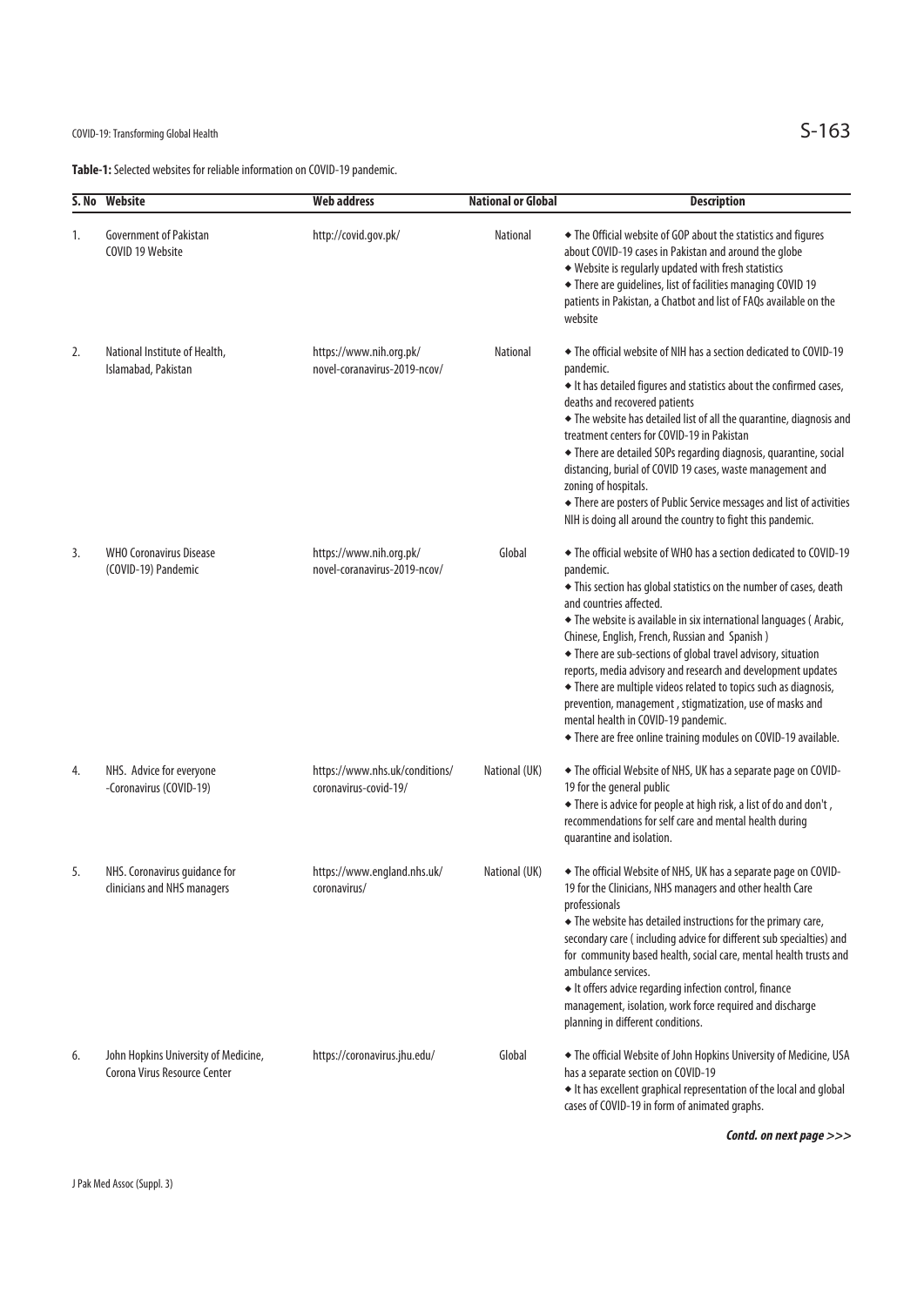**Table-1:** Selected websites for reliable information on COVID-19 pandemic.

| S. No | Website | Web address | National or Global | Description |
|---|---|---|---|---|
| 1. | Government of Pakistan COVID 19 Website | http://covid.gov.pk/ | National | ◆ The Official website of GOP about the statistics and figures about COVID-19 cases in Pakistan and around the globe ◆ Website is regularly updated with fresh statistics ◆ There are guidelines, list of facilities managing COVID 19 patients in Pakistan, a Chatbot and list of FAQs available on the website |
| 2. | National Institute of Health, Islamabad, Pakistan | https://www.nih.org.pk/ novel-coranavirus-2019-ncov/ | National | ◆ The official website of NIH has a section dedicated to COVID-19 pandemic. ◆ It has detailed figures and statistics about the confirmed cases, deaths and recovered patients ◆ The website has detailed list of all the quarantine, diagnosis and treatment centers for COVID-19 in Pakistan ◆ There are detailed SOPs regarding diagnosis, quarantine, social distancing, burial of COVID 19 cases, waste management and zoning of hospitals. ◆ There are posters of Public Service messages and list of activities NIH is doing all around the country to fight this pandemic. |
| 3. | WHO Coronavirus Disease (COVID-19) Pandemic | https://www.nih.org.pk/ novel-coranavirus-2019-ncov/ | Global | ◆ The official website of WHO has a section dedicated to COVID-19 pandemic. ◆ This section has global statistics on the number of cases, death and countries affected. ◆ The website is available in six international languages ( Arabic, Chinese, English, French, Russian and Spanish ) ◆ There are sub-sections of global travel advisory, situation reports, media advisory and research and development updates ◆ There are multiple videos related to topics such as diagnosis, prevention, management , stigmatization, use of masks and mental health in COVID-19 pandemic. ◆ There are free online training modules on COVID-19 available. |
| 4. | NHS. Advice for everyone -Coronavirus (COVID-19) | https://www.nhs.uk/conditions/ coronavirus-covid-19/ | National (UK) | ◆ The official Website of NHS, UK has a separate page on COVID-19 for the general public ◆ There is advice for people at high risk, a list of do and don't , recommendations for self care and mental health during quarantine and isolation. |
| 5. | NHS. Coronavirus guidance for clinicians and NHS managers | https://www.england.nhs.uk/ coronavirus/ | National (UK) | ◆ The official Website of NHS, UK has a separate page on COVID-19 for the Clinicians, NHS managers and other health Care professionals ◆ The website has detailed instructions for the primary care, secondary care ( including advice for different sub specialties) and for community based health, social care, mental health trusts and ambulance services. ◆ It offers advice regarding infection control, finance management, isolation, work force required and discharge planning in different conditions. |
| 6. | John Hopkins University of Medicine, Corona Virus Resource Center | https://coronavirus.jhu.edu/ | Global | ◆ The official Website of John Hopkins University of Medicine, USA has a separate section on COVID-19 ◆ It has excellent graphical representation of the local and global cases of COVID-19 in form of animated graphs. |

***Contd. on next page >>>***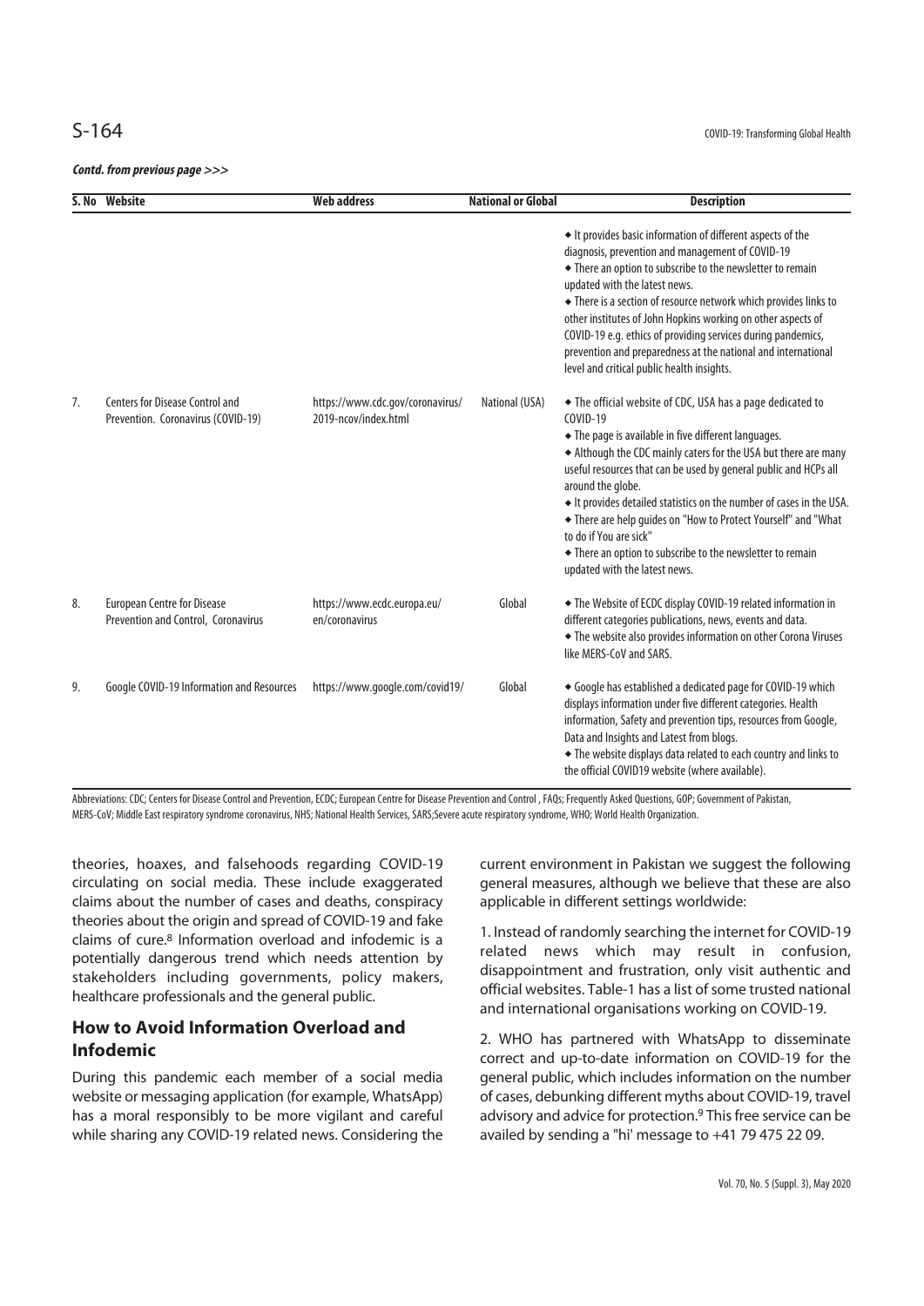***Contd. from previous page >>>***

| S. No | Website | Web address | National or Global | Description |
|---|---|---|---|---|
| | | | | ◆ It provides basic information of different aspects of the diagnosis, prevention and management of COVID-19<br>◆ There an option to subscribe to the newsletter to remain updated with the latest news.<br>◆ There is a section of resource network which provides links to other institutes of John Hopkins working on other aspects of COVID-19 e.g. ethics of providing services during pandemics, prevention and preparedness at the national and international level and critical public health insights. |
| 7. | Centers for Disease Control and Prevention. Coronavirus (COVID-19) | https://www.cdc.gov/coronavirus/2019-ncov/index.html | National (USA) | ◆ The official website of CDC, USA has a page dedicated to COVID-19<br>◆ The page is available in five different languages.<br>◆ Although the CDC mainly caters for the USA but there are many useful resources that can be used by general public and HCPs all around the globe.<br>◆ It provides detailed statistics on the number of cases in the USA.<br>◆ There are help guides on "How to Protect Yourself" and "What to do if You are sick"<br>◆ There an option to subscribe to the newsletter to remain updated with the latest news. |
| 8. | European Centre for Disease Prevention and Control, Coronavirus | https://www.ecdc.europa.eu/en/coronavirus | Global | ◆ The Website of ECDC display COVID-19 related information in different categories publications, news, events and data.<br>◆ The website also provides information on other Corona Viruses like MERS-CoV and SARS. |
| 9. | Google COVID-19 Information and Resources | https://www.google.com/covid19/ | Global | ◆ Google has established a dedicated page for COVID-19 which displays information under five different categories. Health information, Safety and prevention tips, resources from Google, Data and Insights and Latest from blogs.<br>◆ The website displays data related to each country and links to the official COVID19 website (where available). |

Abbreviations: CDC; Centers for Disease Control and Prevention, ECDC; European Centre for Disease Prevention and Control , FAQs; Frequently Asked Questions, GOP; Government of Pakistan, MERS-CoV; Middle East respiratory syndrome coronavirus, NHS; National Health Services, SARS;Severe acute respiratory syndrome, WHO; World Health Organization.

theories, hoaxes, and falsehoods regarding COVID-19 circulating on social media. These include exaggerated claims about the number of cases and deaths, conspiracy theories about the origin and spread of COVID-19 and fake claims of cure.[8] Information overload and infodemic is a potentially dangerous trend which needs attention by stakeholders including governments, policy makers, healthcare professionals and the general public.

## How to Avoid Information Overload and Infodemic

During this pandemic each member of a social media website or messaging application (for example, WhatsApp) has a moral responsibly to be more vigilant and careful while sharing any COVID-19 related news. Considering the current environment in Pakistan we suggest the following general measures, although we believe that these are also applicable in different settings worldwide:

1. Instead of randomly searching the internet for COVID-19 related news which may result in confusion, disappointment and frustration, only visit authentic and official websites. Table-1 has a list of some trusted national and international organisations working on COVID-19.

2. WHO has partnered with WhatsApp to disseminate correct and up-to-date information on COVID-19 for the general public, which includes information on the number of cases, debunking different myths about COVID-19, travel advisory and advice for protection.[9] This free service can be availed by sending a "hi' message to +41 79 475 22 09.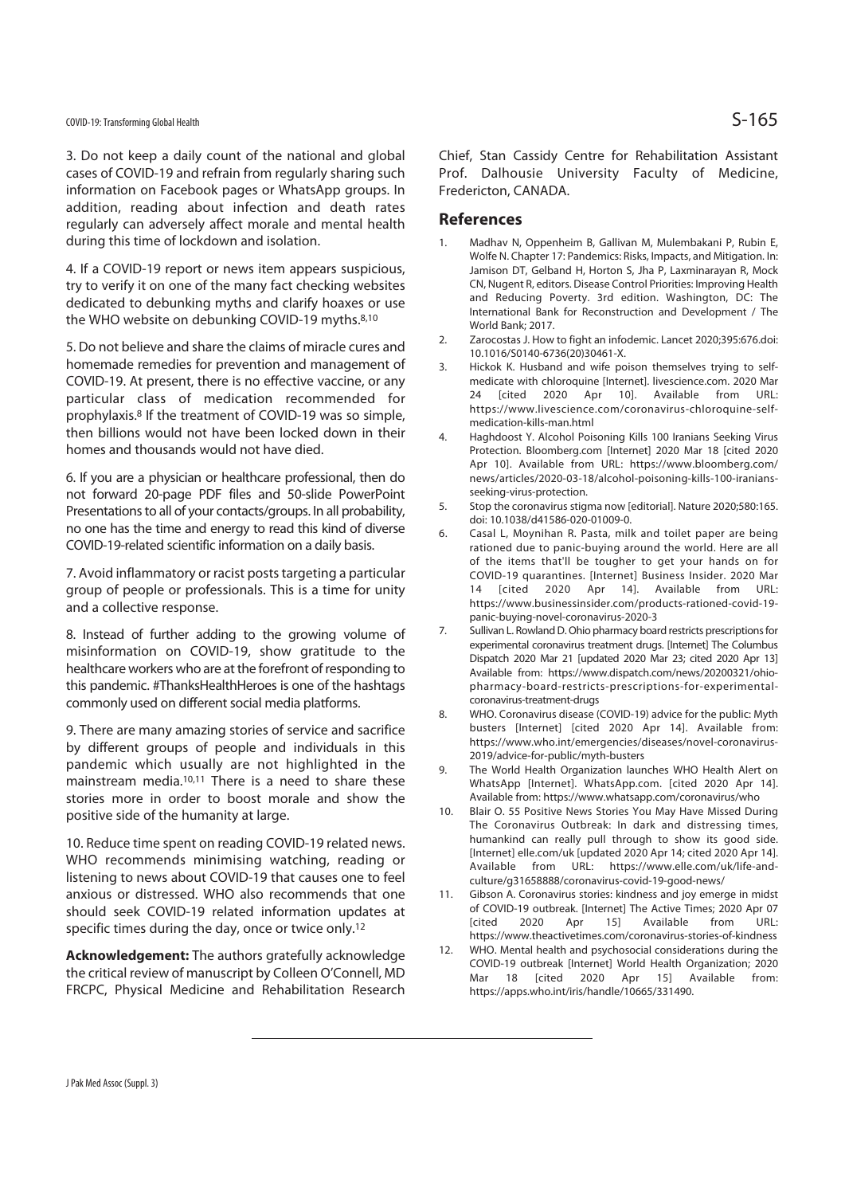3. Do not keep a daily count of the national and global cases of COVID-19 and refrain from regularly sharing such information on Facebook pages or WhatsApp groups. In addition, reading about infection and death rates regularly can adversely affect morale and mental health during this time of lockdown and isolation.

4. If a COVID-19 report or news item appears suspicious, try to verify it on one of the many fact checking websites dedicated to debunking myths and clarify hoaxes or use the WHO website on debunking COVID-19 myths.[8,10]

5. Do not believe and share the claims of miracle cures and homemade remedies for prevention and management of COVID-19. At present, there is no effective vaccine, or any particular class of medication recommended for prophylaxis.[8] If the treatment of COVID-19 was so simple, then billions would not have been locked down in their homes and thousands would not have died.

6. If you are a physician or healthcare professional, then do not forward 20-page PDF files and 50-slide PowerPoint Presentations to all of your contacts/groups. In all probability, no one has the time and energy to read this kind of diverse COVID-19-related scientific information on a daily basis.

7. Avoid inflammatory or racist posts targeting a particular group of people or professionals. This is a time for unity and a collective response.

8. Instead of further adding to the growing volume of misinformation on COVID-19, show gratitude to the healthcare workers who are at the forefront of responding to this pandemic. #ThanksHealthHeroes is one of the hashtags commonly used on different social media platforms.

9. There are many amazing stories of service and sacrifice by different groups of people and individuals in this pandemic which usually are not highlighted in the mainstream media.[10,11] There is a need to share these stories more in order to boost morale and show the positive side of the humanity at large.

10. Reduce time spent on reading COVID-19 related news. WHO recommends minimising watching, reading or listening to news about COVID-19 that causes one to feel anxious or distressed. WHO also recommends that one should seek COVID-19 related information updates at specific times during the day, once or twice only.[12]

**Acknowledgement:** The authors gratefully acknowledge the critical review of manuscript by Colleen O'Connell, MD FRCPC, Physical Medicine and Rehabilitation Research Chief, Stan Cassidy Centre for Rehabilitation Assistant Prof. Dalhousie University Faculty of Medicine, Fredericton, CANADA.

## References

1. Madhav N, Oppenheim B, Gallivan M, Mulembakani P, Rubin E, Wolfe N. Chapter 17: Pandemics: Risks, Impacts, and Mitigation. In: Jamison DT, Gelband H, Horton S, Jha P, Laxminarayan R, Mock CN, Nugent R, editors. Disease Control Priorities: Improving Health and Reducing Poverty. 3rd edition. Washington, DC: The International Bank for Reconstruction and Development / The World Bank; 2017.
2. Zarocostas J. How to fight an infodemic. Lancet 2020;395:676.doi: 10.1016/S0140-6736(20)30461-X.
3. Hickok K. Husband and wife poison themselves trying to self-medicate with chloroquine [Internet]. livescience.com. 2020 Mar 24 [cited 2020 Apr 10]. Available from URL: https://www.livescience.com/coronavirus-chloroquine-self-medication-kills-man.html
4. Haghdoost Y. Alcohol Poisoning Kills 100 Iranians Seeking Virus Protection. Bloomberg.com [Internet] 2020 Mar 18 [cited 2020 Apr 10]. Available from URL: https://www.bloomberg.com/news/articles/2020-03-18/alcohol-poisoning-kills-100-iranians-seeking-virus-protection.
5. Stop the coronavirus stigma now [editorial]. Nature 2020;580:165. doi: 10.1038/d41586-020-01009-0.
6. Casal L, Moynihan R. Pasta, milk and toilet paper are being rationed due to panic-buying around the world. Here are all of the items that'll be tougher to get your hands on for COVID-19 quarantines. [Internet] Business Insider. 2020 Mar 14 [cited 2020 Apr 14]. Available from URL: https://www.businessinsider.com/products-rationed-covid-19-panic-buying-novel-coronavirus-2020-3
7. Sullivan L. Rowland D. Ohio pharmacy board restricts prescriptions for experimental coronavirus treatment drugs. [Internet] The Columbus Dispatch 2020 Mar 21 [updated 2020 Mar 23; cited 2020 Apr 13] Available from: https://www.dispatch.com/news/20200321/ohio-pharmacy-board-restricts-prescriptions-for-experimental-coronavirus-treatment-drugs
8. WHO. Coronavirus disease (COVID-19) advice for the public: Myth busters [Internet] [cited 2020 Apr 14]. Available from: https://www.who.int/emergencies/diseases/novel-coronavirus-2019/advice-for-public/myth-busters
9. The World Health Organization launches WHO Health Alert on WhatsApp [Internet]. WhatsApp.com. [cited 2020 Apr 14]. Available from: https://www.whatsapp.com/coronavirus/who
10. Blair O. 55 Positive News Stories You May Have Missed During The Coronavirus Outbreak: In dark and distressing times, humankind can really pull through to show its good side. [Internet] elle.com/uk [updated 2020 Apr 14; cited 2020 Apr 14]. Available from URL: https://www.elle.com/uk/life-and-culture/g31658888/coronavirus-covid-19-good-news/
11. Gibson A. Coronavirus stories: kindness and joy emerge in midst of COVID-19 outbreak. [Internet] The Active Times; 2020 Apr 07 [cited 2020 Apr 15] Available from URL: https://www.theactivetimes.com/coronavirus-stories-of-kindness
12. WHO. Mental health and psychosocial considerations during the COVID-19 outbreak [Internet] World Health Organization; 2020 Mar 18 [cited 2020 Apr 15] Available from: https://apps.who.int/iris/handle/10665/331490.